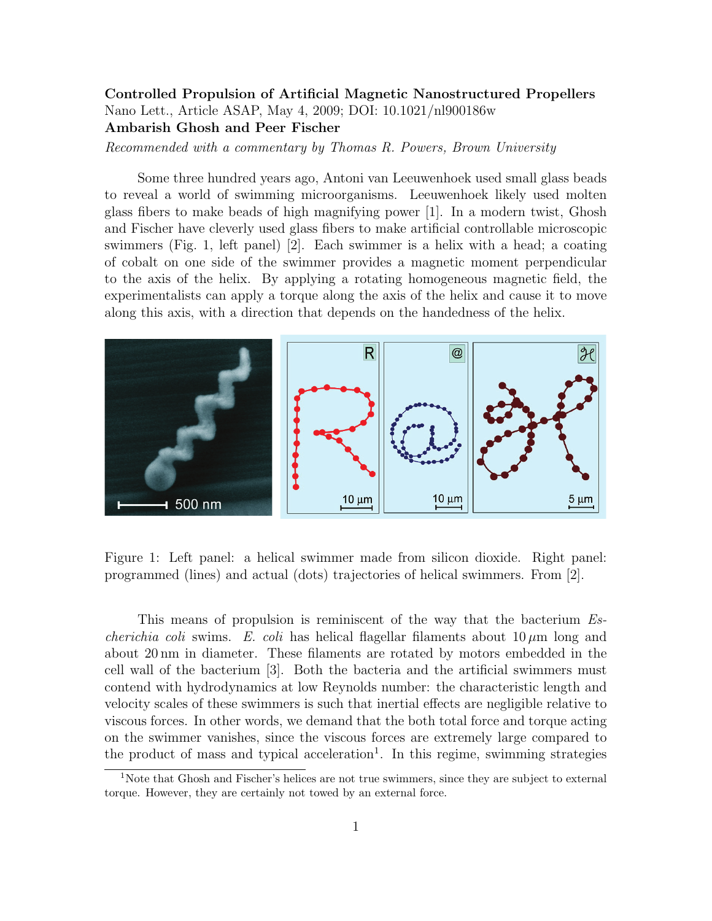**Controlled Propulsion of Artificial Magnetic Nanostructured Propellers**
Nano Lett., Article ASAP, May 4, 2009; DOI: 10.1021/nl900186w
**Ambarish Ghosh and Peer Fischer**
*Recommended with a commentary by Thomas R. Powers, Brown University*

Some three hundred years ago, Antoni van Leeuwenhoek used small glass beads to reveal a world of swimming microorganisms. Leeuwenhoek likely used molten glass fibers to make beads of high magnifying power [1]. In a modern twist, Ghosh and Fischer have cleverly used glass fibers to make artificial controllable microscopic swimmers (Fig. 1, left panel) [2]. Each swimmer is a helix with a head; a coating of cobalt on one side of the swimmer provides a magnetic moment perpendicular to the axis of the helix. By applying a rotating homogeneous magnetic field, the experimentalists can apply a torque along the axis of the helix and cause it to move along this axis, with a direction that depends on the handedness of the helix.

Figure 1: Left panel: a helical swimmer made from silicon dioxide. Right panel: programmed (lines) and actual (dots) trajectories of helical swimmers. From [2].

This means of propulsion is reminiscent of the way that the bacterium *Escherichia coli* swims. *E. coli* has helical flagellar filaments about $10\,\mu$m long and about 20 nm in diameter. These filaments are rotated by motors embedded in the cell wall of the bacterium [3]. Both the bacteria and the artificial swimmers must contend with hydrodynamics at low Reynolds number: the characteristic length and velocity scales of these swimmers is such that inertial effects are negligible relative to viscous forces. In other words, we demand that the both total force and torque acting on the swimmer vanishes, since the viscous forces are extremely large compared to the product of mass and typical acceleration[1]. In this regime, swimming strategies

[1] Note that Ghosh and Fischer's helices are not true swimmers, since they are subject to external torque. However, they are certainly not towed by an external force.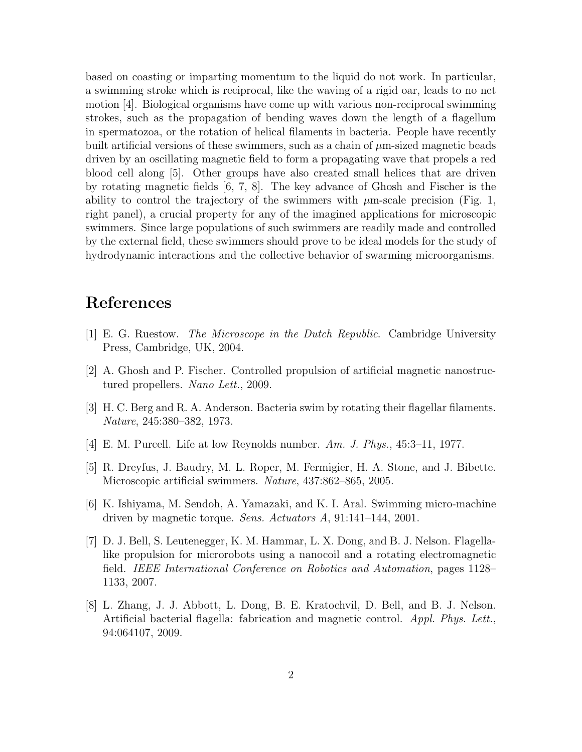based on coasting or imparting momentum to the liquid do not work. In particular, a swimming stroke which is reciprocal, like the waving of a rigid oar, leads to no net motion [4]. Biological organisms have come up with various non-reciprocal swimming strokes, such as the propagation of bending waves down the length of a flagellum in spermatozoa, or the rotation of helical filaments in bacteria. People have recently built artificial versions of these swimmers, such as a chain of $\mu$m-sized magnetic beads driven by an oscillating magnetic field to form a propagating wave that propels a red blood cell along [5]. Other groups have also created small helices that are driven by rotating magnetic fields [6, 7, 8]. The key advance of Ghosh and Fischer is the ability to control the trajectory of the swimmers with $\mu$m-scale precision (Fig. 1, right panel), a crucial property for any of the imagined applications for microscopic swimmers. Since large populations of such swimmers are readily made and controlled by the external field, these swimmers should prove to be ideal models for the study of hydrodynamic interactions and the collective behavior of swarming microorganisms.

## References

[1] E. G. Ruestow. *The Microscope in the Dutch Republic*. Cambridge University Press, Cambridge, UK, 2004.

[2] A. Ghosh and P. Fischer. Controlled propulsion of artificial magnetic nanostructured propellers. *Nano Lett.*, 2009.

[3] H. C. Berg and R. A. Anderson. Bacteria swim by rotating their flagellar filaments. *Nature*, 245:380–382, 1973.

[4] E. M. Purcell. Life at low Reynolds number. *Am. J. Phys.*, 45:3–11, 1977.

[5] R. Dreyfus, J. Baudry, M. L. Roper, M. Fermigier, H. A. Stone, and J. Bibette. Microscopic artificial swimmers. *Nature*, 437:862–865, 2005.

[6] K. Ishiyama, M. Sendoh, A. Yamazaki, and K. I. Aral. Swimming micro-machine driven by magnetic torque. *Sens. Actuators A*, 91:141–144, 2001.

[7] D. J. Bell, S. Leutenegger, K. M. Hammar, L. X. Dong, and B. J. Nelson. Flagella-like propulsion for microrobots using a nanocoil and a rotating electromagnetic field. *IEEE International Conference on Robotics and Automation*, pages 1128–1133, 2007.

[8] L. Zhang, J. J. Abbott, L. Dong, B. E. Kratochvil, D. Bell, and B. J. Nelson. Artificial bacterial flagella: fabrication and magnetic control. *Appl. Phys. Lett.*, 94:064107, 2009.